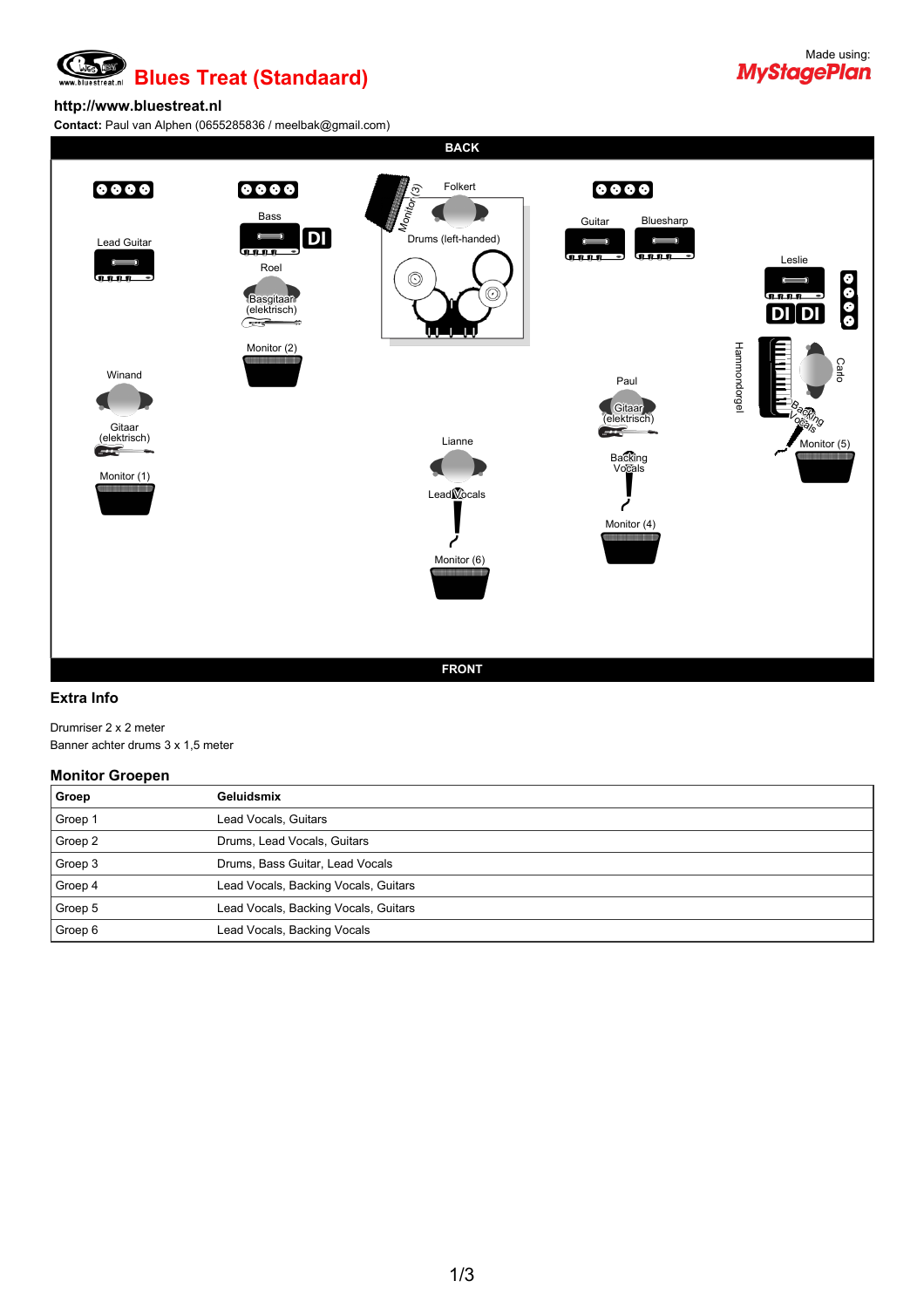# Blues Treat (Standaard)

Made using: MyStagePlan

**http://www.bluestreat.nl**

**Contact:** Paul van Alphen (0655285836 / meelbak@gmail.com)

BACK

Lead Guitar

Bass

DI

Roel

Basgitaar (elektrisch)

Monitor (2)

Monitor (3)

Folkert

Drums (left-handed)

Guitar

Bluesharp

Leslie

DI DI

Hammondorgel

Carlo

Backing Vocals

Monitor (5)

Winand

Gitaar (elektrisch)

Monitor (1)

Lianne

Lead Vocals

Monitor (6)

Paul

Gitaar (elektrisch)

Backing Vocals

Monitor (4)

FRONT

## Extra Info

Drumriser 2 x 2 meter
Banner achter drums 3 x 1,5 meter

## Monitor Groepen

| Groep | Geluidsmix |
|---|---|
| Groep 1 | Lead Vocals, Guitars |
| Groep 2 | Drums, Lead Vocals, Guitars |
| Groep 3 | Drums, Bass Guitar, Lead Vocals |
| Groep 4 | Lead Vocals, Backing Vocals, Guitars |
| Groep 5 | Lead Vocals, Backing Vocals, Guitars |
| Groep 6 | Lead Vocals, Backing Vocals |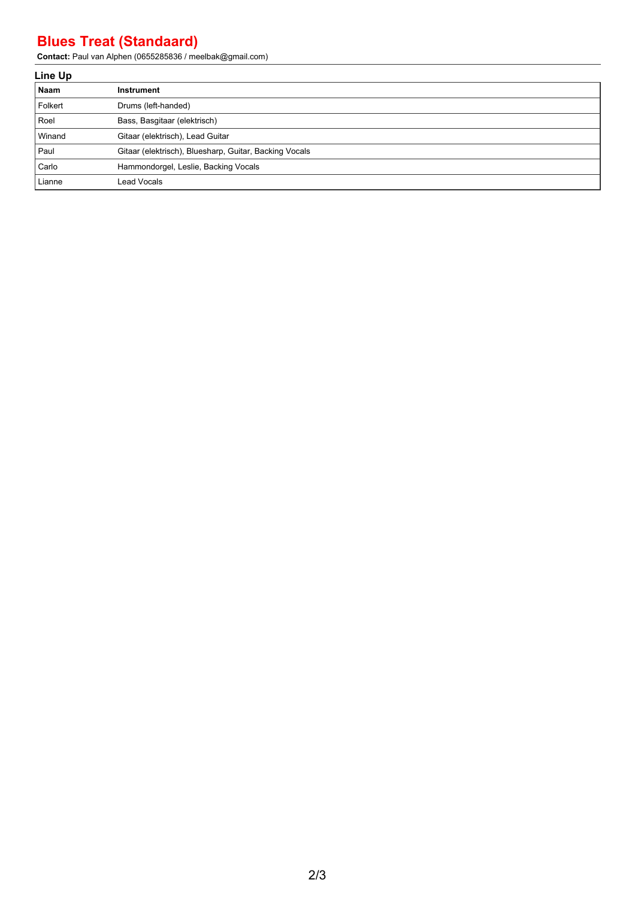# Blues Treat (Standaard)

**Contact:** Paul van Alphen (0655285836 / meelbak@gmail.com)

## Line Up

| Naam | Instrument |
|---|---|
| Folkert | Drums (left-handed) |
| Roel | Bass, Basgitaar (elektrisch) |
| Winand | Gitaar (elektrisch), Lead Guitar |
| Paul | Gitaar (elektrisch), Bluesharp, Guitar, Backing Vocals |
| Carlo | Hammondorgel, Leslie, Backing Vocals |
| Lianne | Lead Vocals |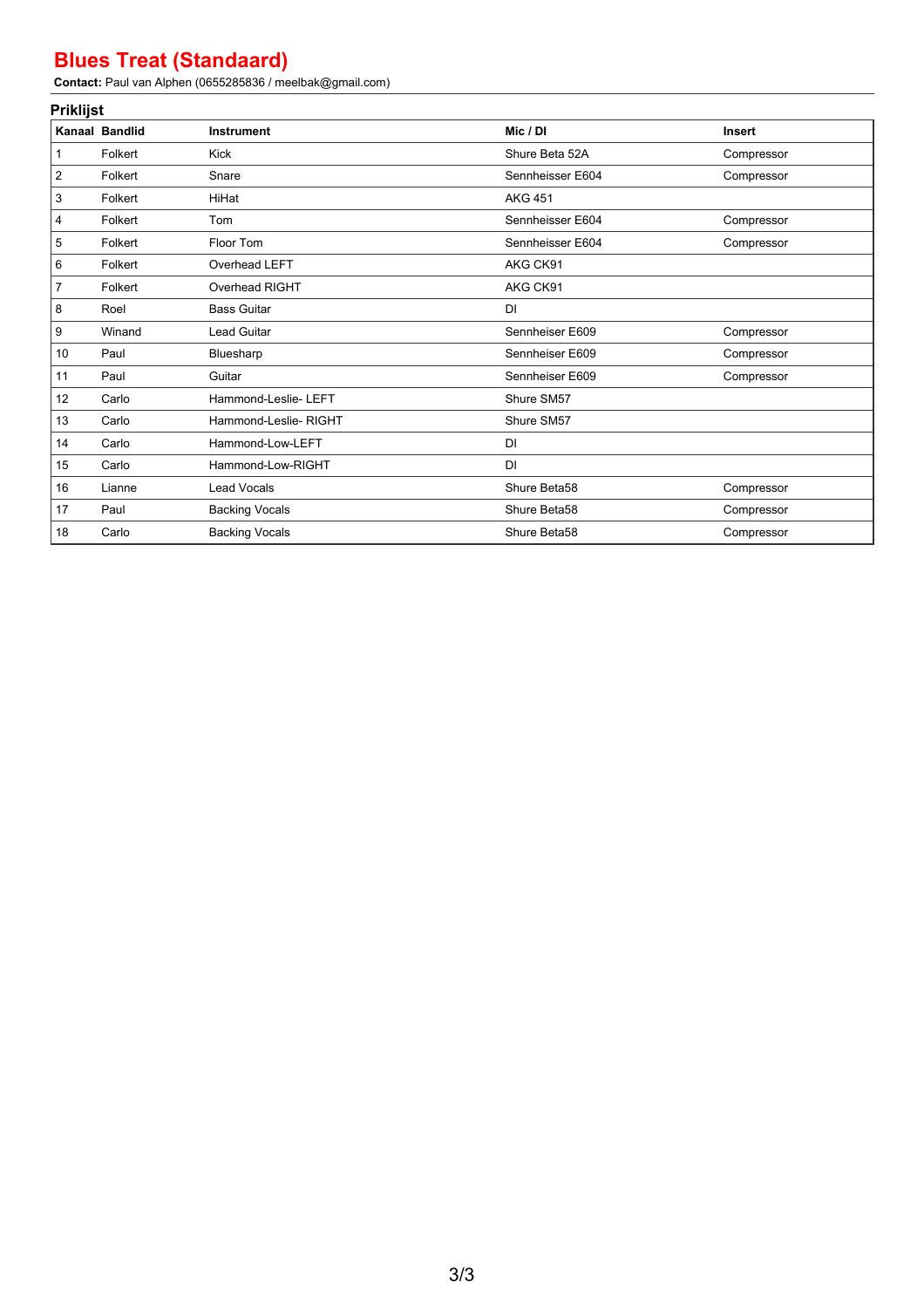# Blues Treat (Standaard)

**Contact:** Paul van Alphen (0655285836 / meelbak@gmail.com)

## Priklijst

| Kanaal | Bandlid | Instrument | Mic / DI | Insert |
|---|---|---|---|---|
| 1 | Folkert | Kick | Shure Beta 52A | Compressor |
| 2 | Folkert | Snare | Sennheisser E604 | Compressor |
| 3 | Folkert | HiHat | AKG 451 | |
| 4 | Folkert | Tom | Sennheisser E604 | Compressor |
| 5 | Folkert | Floor Tom | Sennheisser E604 | Compressor |
| 6 | Folkert | Overhead LEFT | AKG CK91 | |
| 7 | Folkert | Overhead RIGHT | AKG CK91 | |
| 8 | Roel | Bass Guitar | DI | |
| 9 | Winand | Lead Guitar | Sennheiser E609 | Compressor |
| 10 | Paul | Bluesharp | Sennheiser E609 | Compressor |
| 11 | Paul | Guitar | Sennheiser E609 | Compressor |
| 12 | Carlo | Hammond-Leslie- LEFT | Shure SM57 | |
| 13 | Carlo | Hammond-Leslie- RIGHT | Shure SM57 | |
| 14 | Carlo | Hammond-Low-LEFT | DI | |
| 15 | Carlo | Hammond-Low-RIGHT | DI | |
| 16 | Lianne | Lead Vocals | Shure Beta58 | Compressor |
| 17 | Paul | Backing Vocals | Shure Beta58 | Compressor |
| 18 | Carlo | Backing Vocals | Shure Beta58 | Compressor |